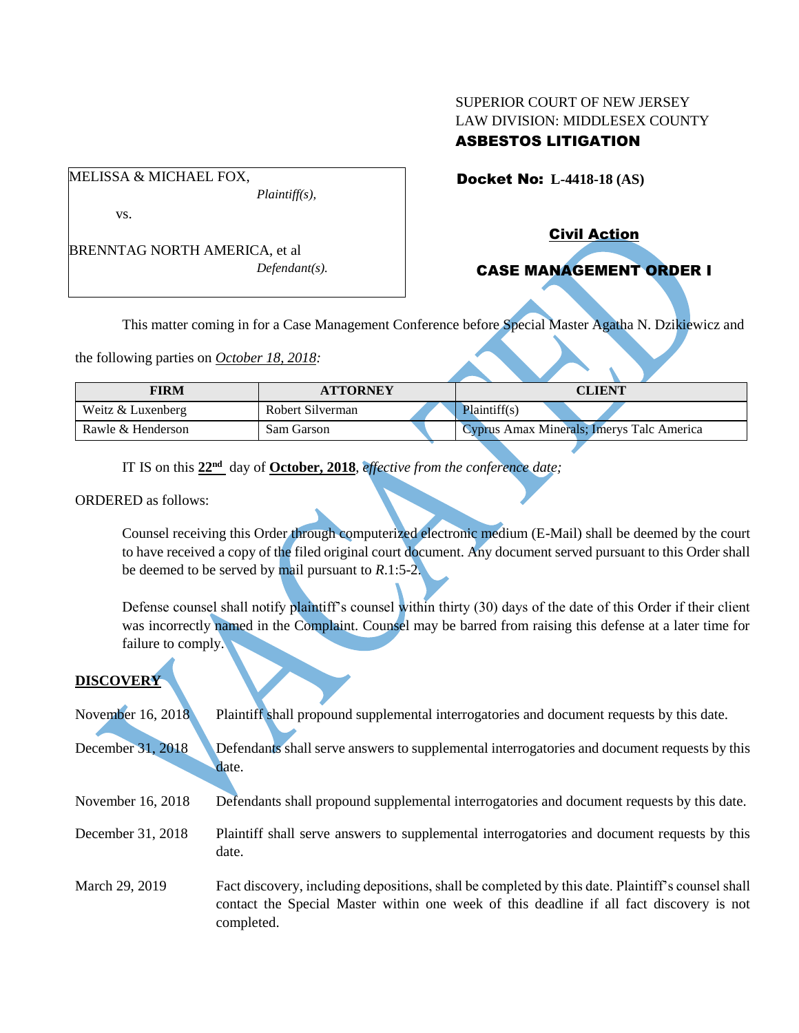SUPERIOR COURT OF NEW JERSEY
LAW DIVISION: MIDDLESEX COUNTY
**ASBESTOS LITIGATION**

MELISSA & MICHAEL FOX,
*Plaintiff(s),*

vs.

BRENNTAG NORTH AMERICA, et al
*Defendant(s).*

**Docket No: L-4418-18 (AS)**

**Civil Action**

**CASE MANAGEMENT ORDER I**

This matter coming in for a Case Management Conference before Special Master Agatha N. Dzikiewicz and the following parties on *October 18, 2018:*

| FIRM | ATTORNEY | CLIENT |
| --- | --- | --- |
| Weitz & Luxenberg | Robert Silverman | Plaintiff(s) |
| Rawle & Henderson | Sam Garson | Cyprus Amax Minerals; Imerys Talc America |

IT IS on this **22nd** day of **October, 2018**, *effective from the conference date;*

ORDERED as follows:

Counsel receiving this Order through computerized electronic medium (E-Mail) shall be deemed by the court to have received a copy of the filed original court document. Any document served pursuant to this Order shall be deemed to be served by mail pursuant to *R*.1:5-2.

Defense counsel shall notify plaintiff's counsel within thirty (30) days of the date of this Order if their client was incorrectly named in the Complaint. Counsel may be barred from raising this defense at a later time for failure to comply.

**DISCOVERY**

November 16, 2018 Plaintiff shall propound supplemental interrogatories and document requests by this date.

December 31, 2018 Defendants shall serve answers to supplemental interrogatories and document requests by this date.

November 16, 2018 Defendants shall propound supplemental interrogatories and document requests by this date.

December 31, 2018 Plaintiff shall serve answers to supplemental interrogatories and document requests by this date.

March 29, 2019 Fact discovery, including depositions, shall be completed by this date. Plaintiff's counsel shall contact the Special Master within one week of this deadline if all fact discovery is not completed.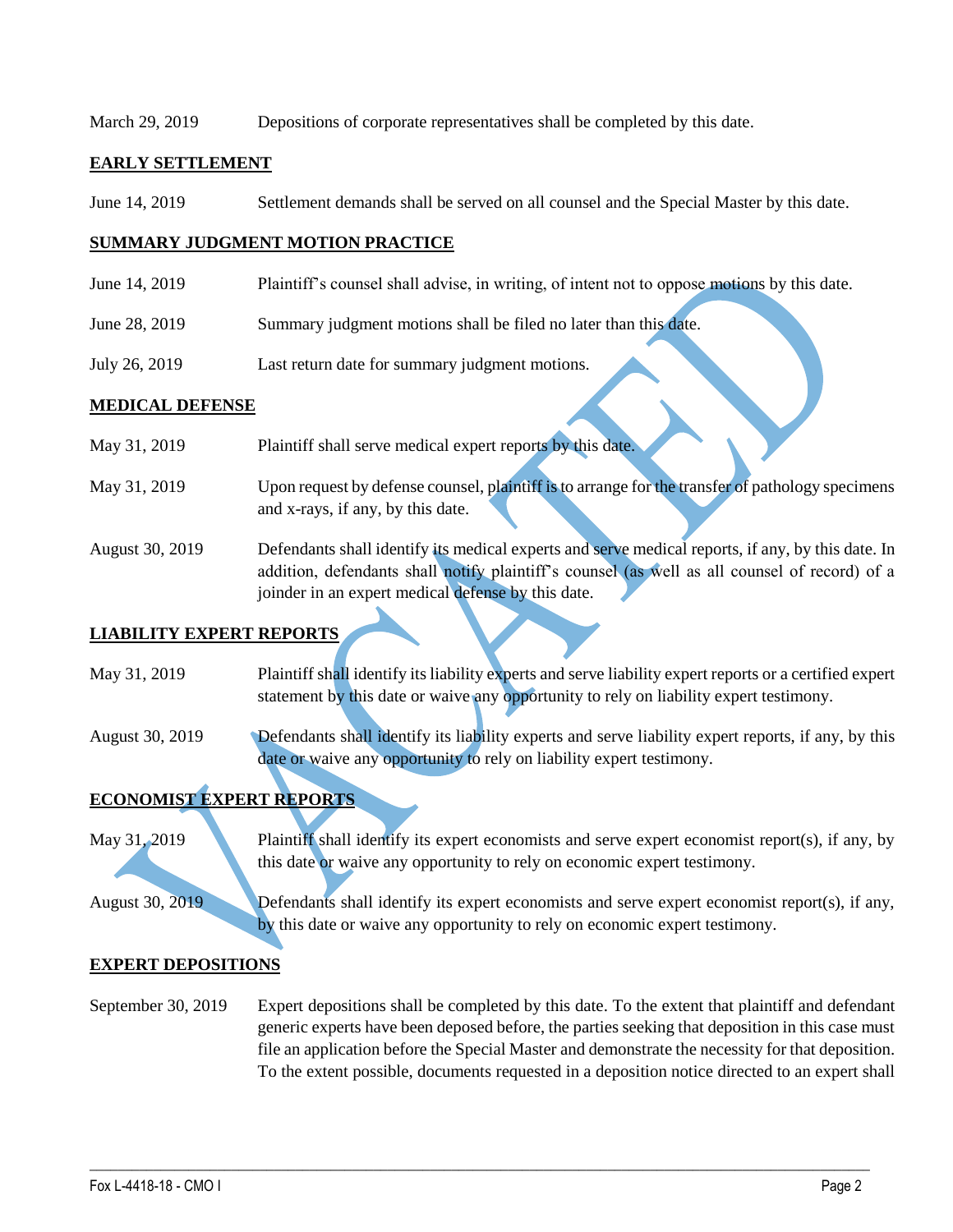| | |
|---|---|
| March 29, 2019 | Depositions of corporate representatives shall be completed by this date. |

**EARLY SETTLEMENT**

| | |
|---|---|
| June 14, 2019 | Settlement demands shall be served on all counsel and the Special Master by this date. |

**SUMMARY JUDGMENT MOTION PRACTICE**

| | |
|---|---|
| June 14, 2019 | Plaintiff's counsel shall advise, in writing, of intent not to oppose motions by this date. |
| June 28, 2019 | Summary judgment motions shall be filed no later than this date. |
| July 26, 2019 | Last return date for summary judgment motions. |

**MEDICAL DEFENSE**

| | |
|---|---|
| May 31, 2019 | Plaintiff shall serve medical expert reports by this date. |
| May 31, 2019 | Upon request by defense counsel, plaintiff is to arrange for the transfer of pathology specimens and x-rays, if any, by this date. |
| August 30, 2019 | Defendants shall identify its medical experts and serve medical reports, if any, by this date. In addition, defendants shall notify plaintiff's counsel (as well as all counsel of record) of a joinder in an expert medical defense by this date. |

**LIABILITY EXPERT REPORTS**

| | |
|---|---|
| May 31, 2019 | Plaintiff shall identify its liability experts and serve liability expert reports or a certified expert statement by this date or waive any opportunity to rely on liability expert testimony. |
| August 30, 2019 | Defendants shall identify its liability experts and serve liability expert reports, if any, by this date or waive any opportunity to rely on liability expert testimony. |

**ECONOMIST EXPERT REPORTS**

| | |
|---|---|
| May 31, 2019 | Plaintiff shall identify its expert economists and serve expert economist report(s), if any, by this date or waive any opportunity to rely on economic expert testimony. |
| August 30, 2019 | Defendants shall identify its expert economists and serve expert economist report(s), if any, by this date or waive any opportunity to rely on economic expert testimony. |

**EXPERT DEPOSITIONS**

| | |
|---|---|
| September 30, 2019 | Expert depositions shall be completed by this date. To the extent that plaintiff and defendant generic experts have been deposed before, the parties seeking that deposition in this case must file an application before the Special Master and demonstrate the necessity for that deposition. To the extent possible, documents requested in a deposition notice directed to an expert shall |

VACATED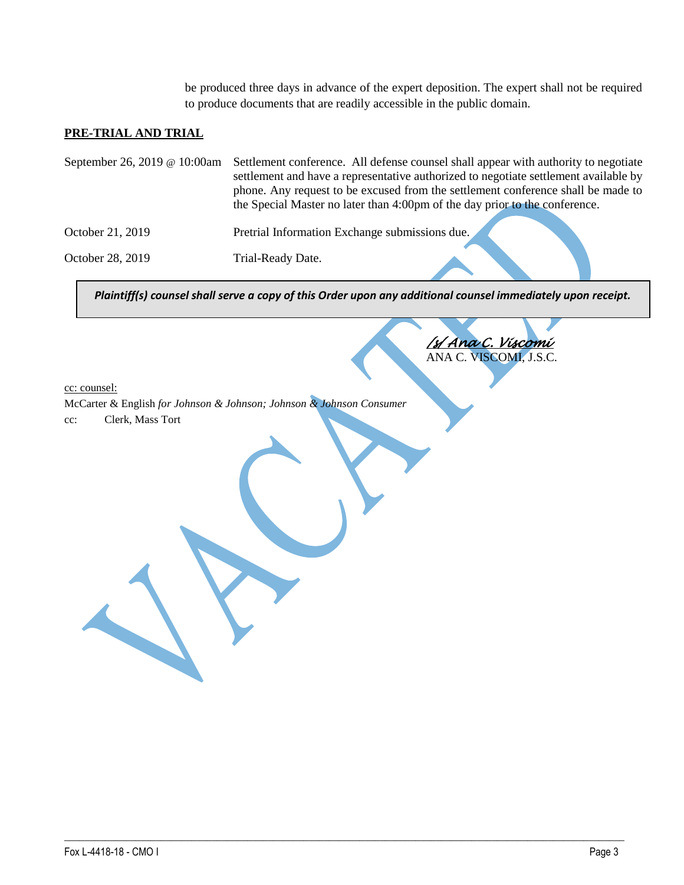be produced three days in advance of the expert deposition. The expert shall not be required to produce documents that are readily accessible in the public domain.

**PRE-TRIAL AND TRIAL**

| | |
|---|---|
| September 26, 2019 @ 10:00am | Settlement conference. All defense counsel shall appear with authority to negotiate settlement and have a representative authorized to negotiate settlement available by phone. Any request to be excused from the settlement conference shall be made to the Special Master no later than 4:00pm of the day prior to the conference. |
| October 21, 2019 | Pretrial Information Exchange submissions due. |
| October 28, 2019 | Trial-Ready Date. |

***Plaintiff(s) counsel shall serve a copy of this Order upon any additional counsel immediately upon receipt.***

/s/ Ana C. Viscomi
ANA C. VISCOMI, J.S.C.

VACATED

cc: counsel:
McCarter & English *for Johnson & Johnson; Johnson & Johnson Consumer*
cc: Clerk, Mass Tort